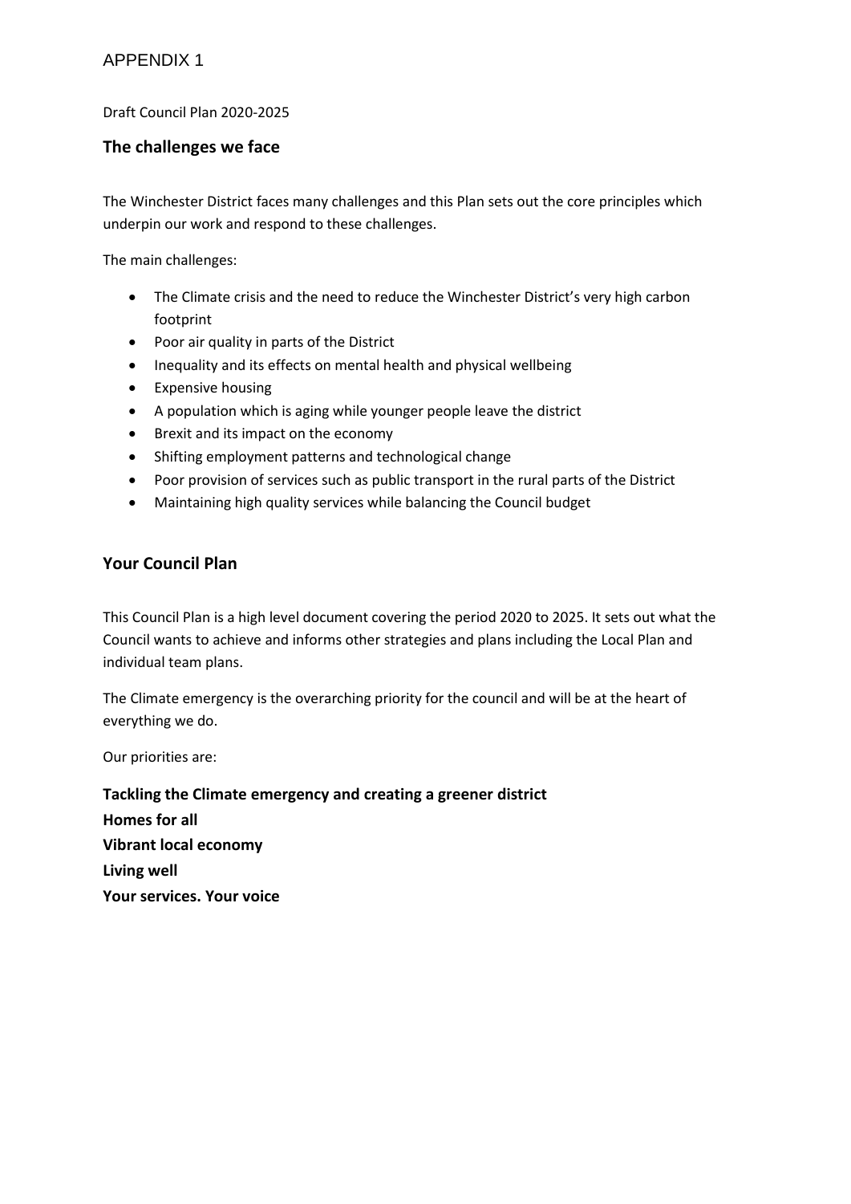APPENDIX 1

Draft Council Plan 2020-2025

## The challenges we face

The Winchester District faces many challenges and this Plan sets out the core principles which underpin our work and respond to these challenges.

The main challenges:

- The Climate crisis and the need to reduce the Winchester District's very high carbon footprint
- Poor air quality in parts of the District
- Inequality and its effects on mental health and physical wellbeing
- Expensive housing
- A population which is aging while younger people leave the district
- Brexit and its impact on the economy
- Shifting employment patterns and technological change
- Poor provision of services such as public transport in the rural parts of the District
- Maintaining high quality services while balancing the Council budget

## Your Council Plan

This Council Plan is a high level document covering the period 2020 to 2025. It sets out what the Council wants to achieve and informs other strategies and plans including the Local Plan and individual team plans.

The Climate emergency is the overarching priority for the council and will be at the heart of everything we do.

Our priorities are:

**Tackling the Climate emergency and creating a greener district**
**Homes for all**
**Vibrant local economy**
**Living well**
**Your services. Your voice**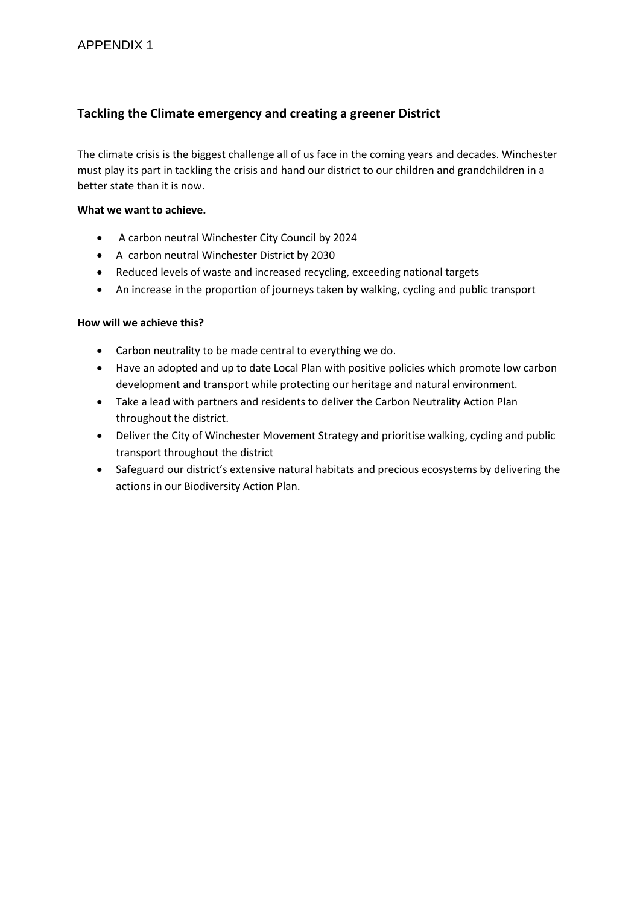APPENDIX 1

## Tackling the Climate emergency and creating a greener District

The climate crisis is the biggest challenge all of us face in the coming years and decades. Winchester must play its part in tackling the crisis and hand our district to our children and grandchildren in a better state than it is now.

**What we want to achieve.**

- A carbon neutral Winchester City Council by 2024
- A carbon neutral Winchester District by 2030
- Reduced levels of waste and increased recycling, exceeding national targets
- An increase in the proportion of journeys taken by walking, cycling and public transport

**How will we achieve this?**

- Carbon neutrality to be made central to everything we do.
- Have an adopted and up to date Local Plan with positive policies which promote low carbon development and transport while protecting our heritage and natural environment.
- Take a lead with partners and residents to deliver the Carbon Neutrality Action Plan throughout the district.
- Deliver the City of Winchester Movement Strategy and prioritise walking, cycling and public transport throughout the district
- Safeguard our district's extensive natural habitats and precious ecosystems by delivering the actions in our Biodiversity Action Plan.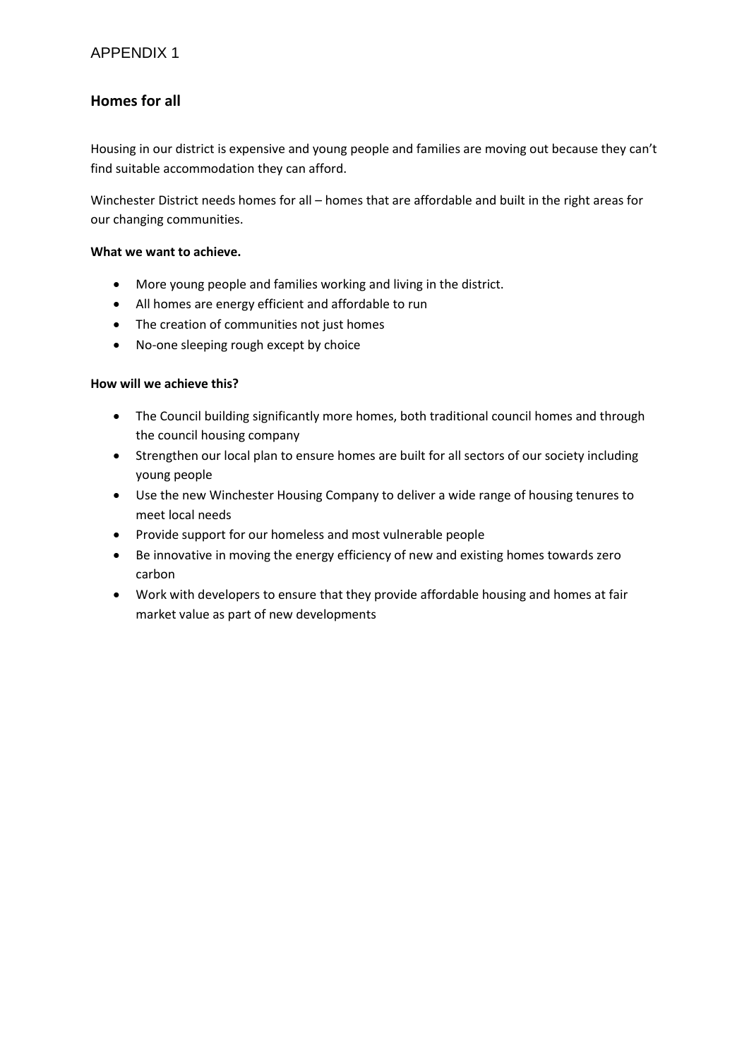APPENDIX 1

## Homes for all

Housing in our district is expensive and young people and families are moving out because they can't find suitable accommodation they can afford.

Winchester District needs homes for all – homes that are affordable and built in the right areas for our changing communities.

**What we want to achieve.**

- More young people and families working and living in the district.
- All homes are energy efficient and affordable to run
- The creation of communities not just homes
- No-one sleeping rough except by choice

**How will we achieve this?**

- The Council building significantly more homes, both traditional council homes and through the council housing company
- Strengthen our local plan to ensure homes are built for all sectors of our society including young people
- Use the new Winchester Housing Company to deliver a wide range of housing tenures to meet local needs
- Provide support for our homeless and most vulnerable people
- Be innovative in moving the energy efficiency of new and existing homes towards zero carbon
- Work with developers to ensure that they provide affordable housing and homes at fair market value as part of new developments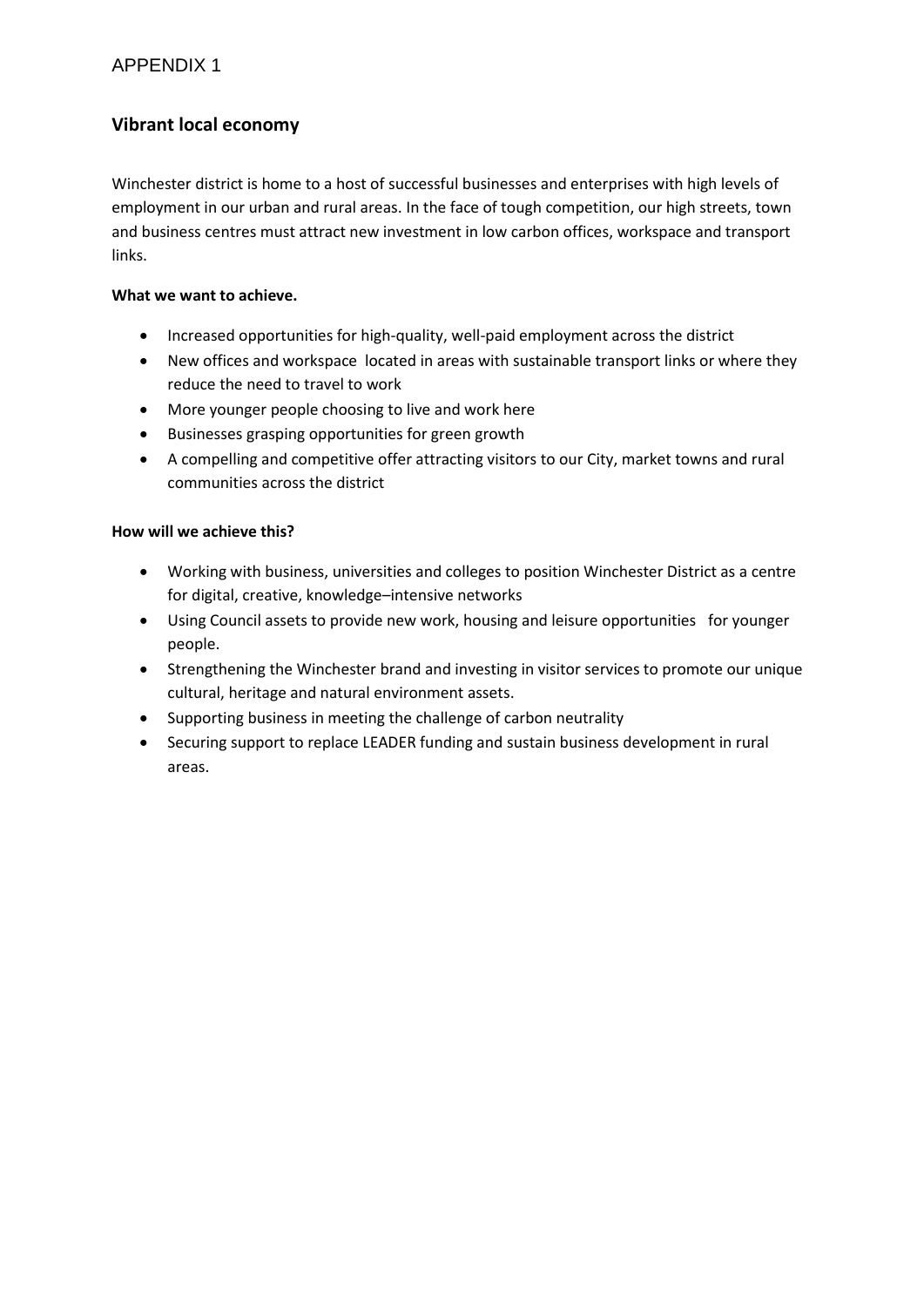APPENDIX 1

## Vibrant local economy

Winchester district is home to a host of successful businesses and enterprises with high levels of employment in our urban and rural areas. In the face of tough competition, our high streets, town and business centres must attract new investment in low carbon offices, workspace and transport links.

**What we want to achieve.**

- Increased opportunities for high-quality, well-paid employment across the district
- New offices and workspace located in areas with sustainable transport links or where they reduce the need to travel to work
- More younger people choosing to live and work here
- Businesses grasping opportunities for green growth
- A compelling and competitive offer attracting visitors to our City, market towns and rural communities across the district

**How will we achieve this?**

- Working with business, universities and colleges to position Winchester District as a centre for digital, creative, knowledge–intensive networks
- Using Council assets to provide new work, housing and leisure opportunities for younger people.
- Strengthening the Winchester brand and investing in visitor services to promote our unique cultural, heritage and natural environment assets.
- Supporting business in meeting the challenge of carbon neutrality
- Securing support to replace LEADER funding and sustain business development in rural areas.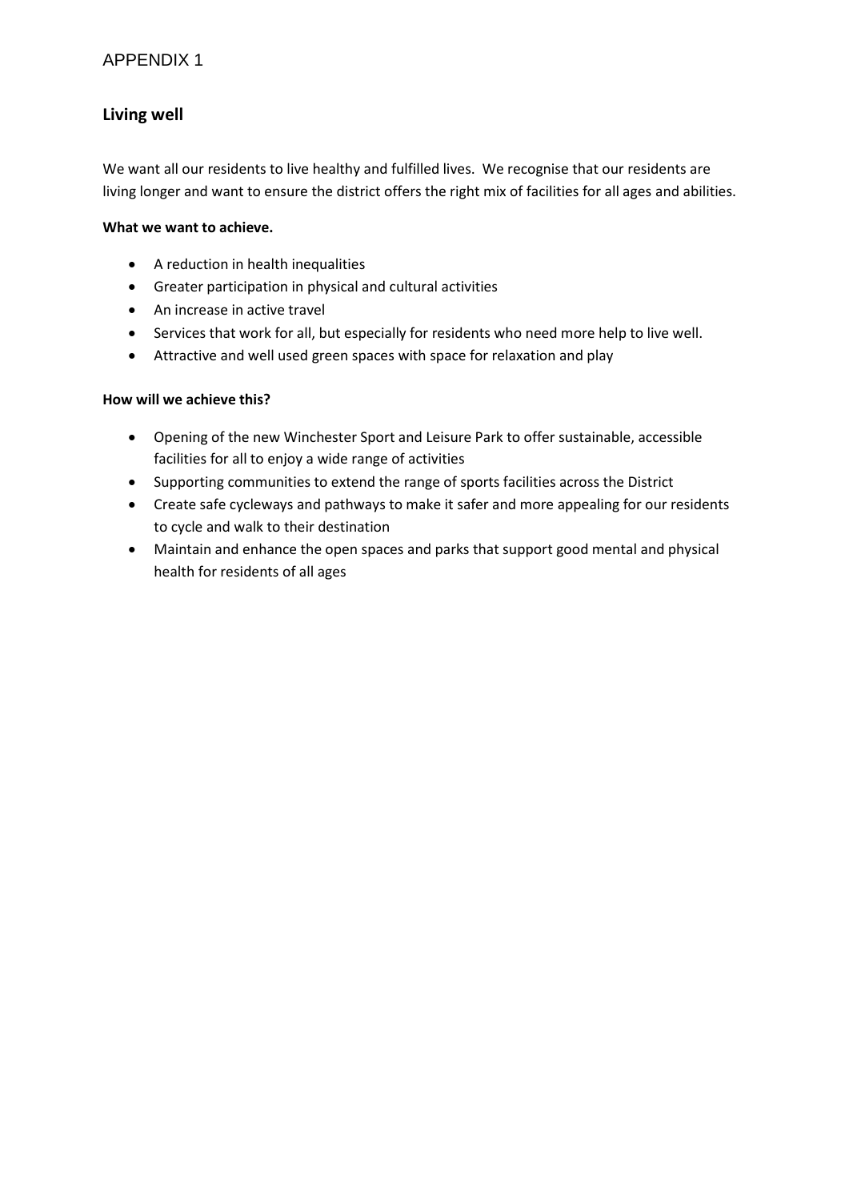APPENDIX 1

## Living well

We want all our residents to live healthy and fulfilled lives. We recognise that our residents are living longer and want to ensure the district offers the right mix of facilities for all ages and abilities.

**What we want to achieve.**

- A reduction in health inequalities
- Greater participation in physical and cultural activities
- An increase in active travel
- Services that work for all, but especially for residents who need more help to live well.
- Attractive and well used green spaces with space for relaxation and play

**How will we achieve this?**

- Opening of the new Winchester Sport and Leisure Park to offer sustainable, accessible facilities for all to enjoy a wide range of activities
- Supporting communities to extend the range of sports facilities across the District
- Create safe cycleways and pathways to make it safer and more appealing for our residents to cycle and walk to their destination
- Maintain and enhance the open spaces and parks that support good mental and physical health for residents of all ages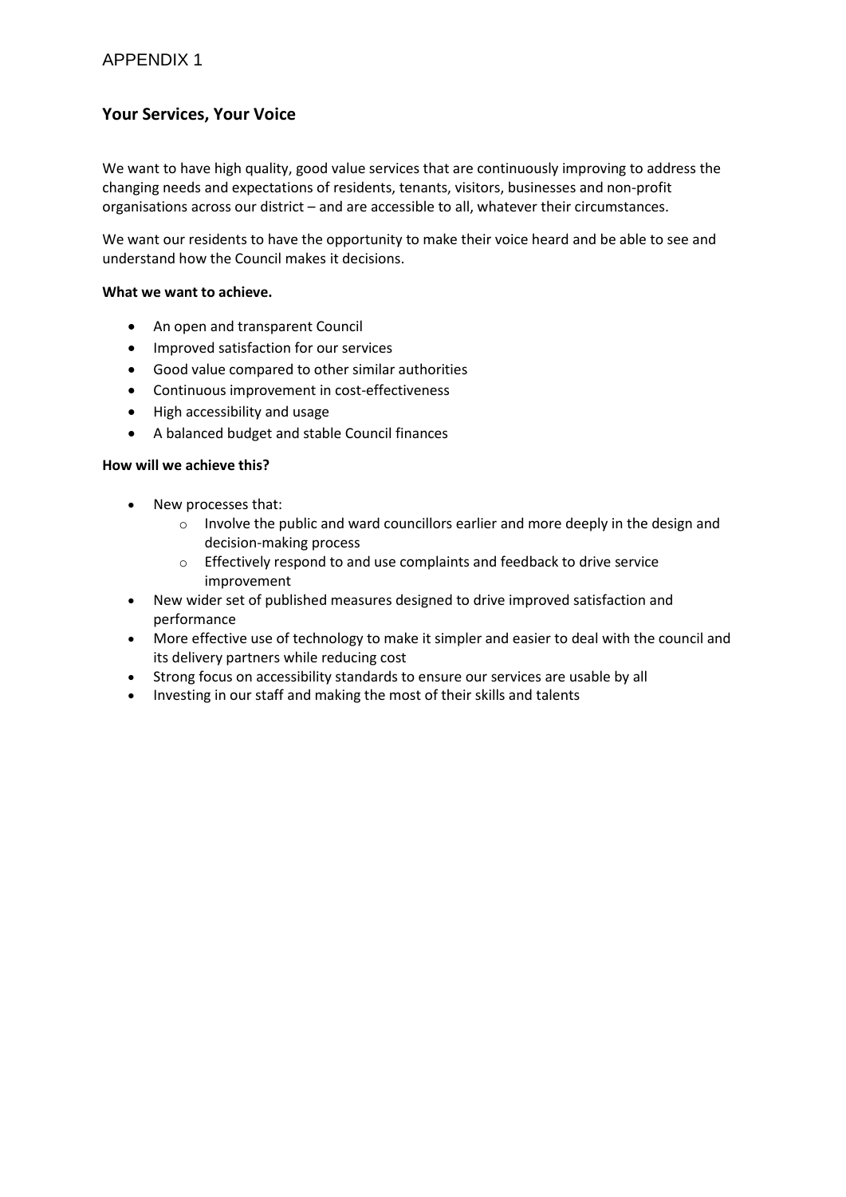APPENDIX 1

## Your Services, Your Voice

We want to have high quality, good value services that are continuously improving to address the changing needs and expectations of residents, tenants, visitors, businesses and non-profit organisations across our district – and are accessible to all, whatever their circumstances.

We want our residents to have the opportunity to make their voice heard and be able to see and understand how the Council makes it decisions.

**What we want to achieve.**

- An open and transparent Council
- Improved satisfaction for our services
- Good value compared to other similar authorities
- Continuous improvement in cost-effectiveness
- High accessibility and usage
- A balanced budget and stable Council finances

**How will we achieve this?**

- New processes that:
    - Involve the public and ward councillors earlier and more deeply in the design and decision-making process
    - Effectively respond to and use complaints and feedback to drive service improvement
- New wider set of published measures designed to drive improved satisfaction and performance
- More effective use of technology to make it simpler and easier to deal with the council and its delivery partners while reducing cost
- Strong focus on accessibility standards to ensure our services are usable by all
- Investing in our staff and making the most of their skills and talents